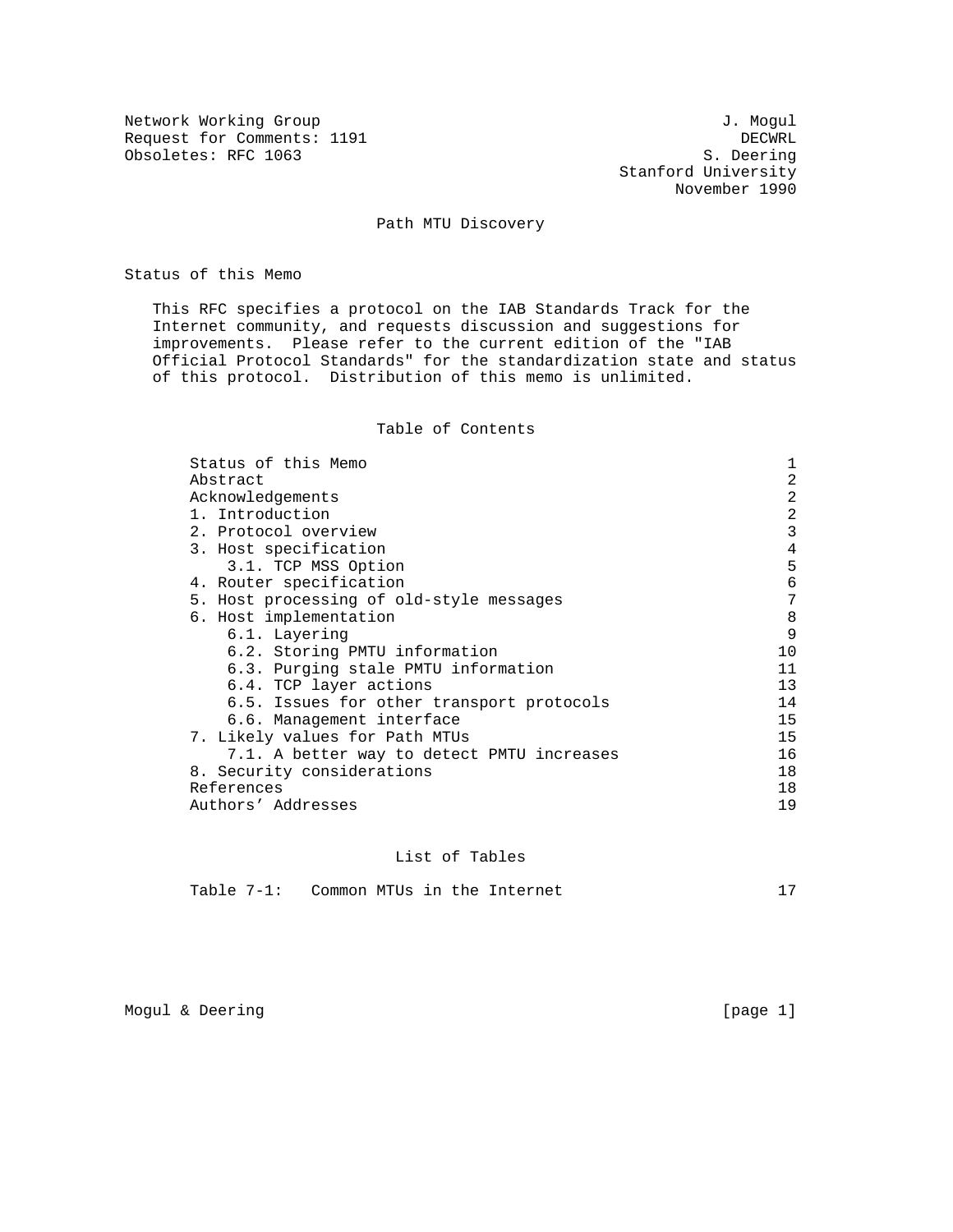Network Working Group — J. Mogul, DECWRL
Request for Comments: 1191 — S. Deering, Stanford University
Obsoletes: RFC 1063 — November 1990

# Path MTU Discovery

## Status of this Memo

This RFC specifies a protocol on the IAB Standards Track for the Internet community, and requests discussion and suggestions for improvements. Please refer to the current edition of the "IAB Official Protocol Standards" for the standardization state and status of this protocol. Distribution of this memo is unlimited.

## Table of Contents

| Section | Page |
|---|---|
| Status of this Memo | 1 |
| Abstract | 2 |
| Acknowledgements | 2 |
| 1. Introduction | 2 |
| 2. Protocol overview | 3 |
| 3. Host specification | 4 |
| 3.1. TCP MSS Option | 5 |
| 4. Router specification | 6 |
| 5. Host processing of old-style messages | 7 |
| 6. Host implementation | 8 |
| 6.1. Layering | 9 |
| 6.2. Storing PMTU information | 10 |
| 6.3. Purging stale PMTU information | 11 |
| 6.4. TCP layer actions | 13 |
| 6.5. Issues for other transport protocols | 14 |
| 6.6. Management interface | 15 |
| 7. Likely values for Path MTUs | 15 |
| 7.1. A better way to detect PMTU increases | 16 |
| 8. Security considerations | 18 |
| References | 18 |
| Authors' Addresses | 19 |

## List of Tables

| Table | Page |
|---|---|
| Table 7-1: Common MTUs in the Internet | 17 |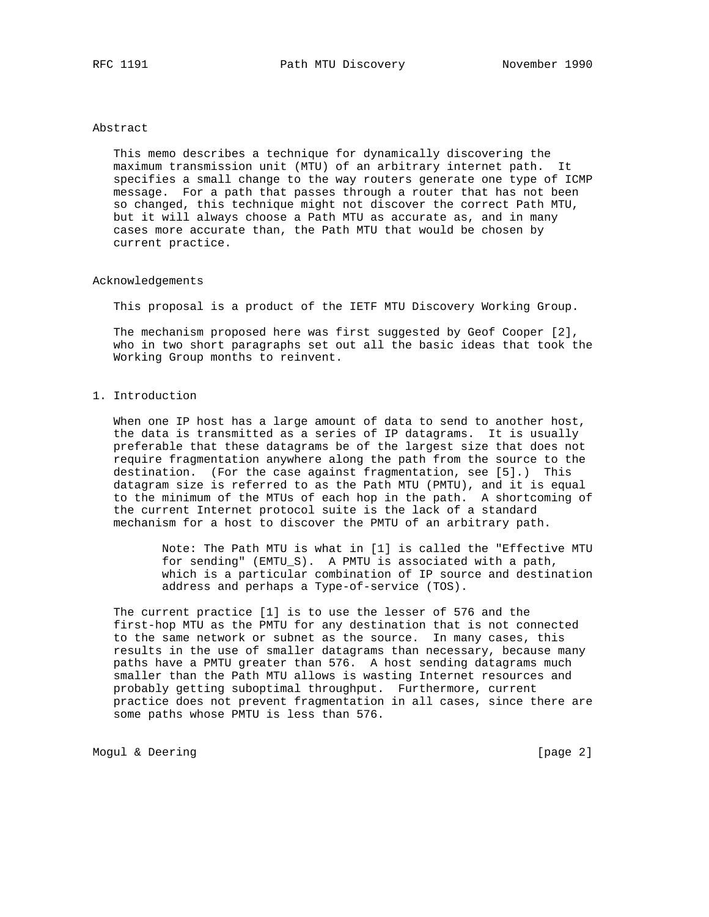## Abstract

This memo describes a technique for dynamically discovering the maximum transmission unit (MTU) of an arbitrary internet path. It specifies a small change to the way routers generate one type of ICMP message. For a path that passes through a router that has not been so changed, this technique might not discover the correct Path MTU, but it will always choose a Path MTU as accurate as, and in many cases more accurate than, the Path MTU that would be chosen by current practice.

## Acknowledgements

This proposal is a product of the IETF MTU Discovery Working Group.

The mechanism proposed here was first suggested by Geof Cooper [2], who in two short paragraphs set out all the basic ideas that took the Working Group months to reinvent.

## 1. Introduction

When one IP host has a large amount of data to send to another host, the data is transmitted as a series of IP datagrams. It is usually preferable that these datagrams be of the largest size that does not require fragmentation anywhere along the path from the source to the destination. (For the case against fragmentation, see [5].) This datagram size is referred to as the Path MTU (PMTU), and it is equal to the minimum of the MTUs of each hop in the path. A shortcoming of the current Internet protocol suite is the lack of a standard mechanism for a host to discover the PMTU of an arbitrary path.

> Note: The Path MTU is what in [1] is called the "Effective MTU for sending" (EMTU_S). A PMTU is associated with a path, which is a particular combination of IP source and destination address and perhaps a Type-of-service (TOS).

The current practice [1] is to use the lesser of 576 and the first-hop MTU as the PMTU for any destination that is not connected to the same network or subnet as the source. In many cases, this results in the use of smaller datagrams than necessary, because many paths have a PMTU greater than 576. A host sending datagrams much smaller than the Path MTU allows is wasting Internet resources and probably getting suboptimal throughput. Furthermore, current practice does not prevent fragmentation in all cases, since there are some paths whose PMTU is less than 576.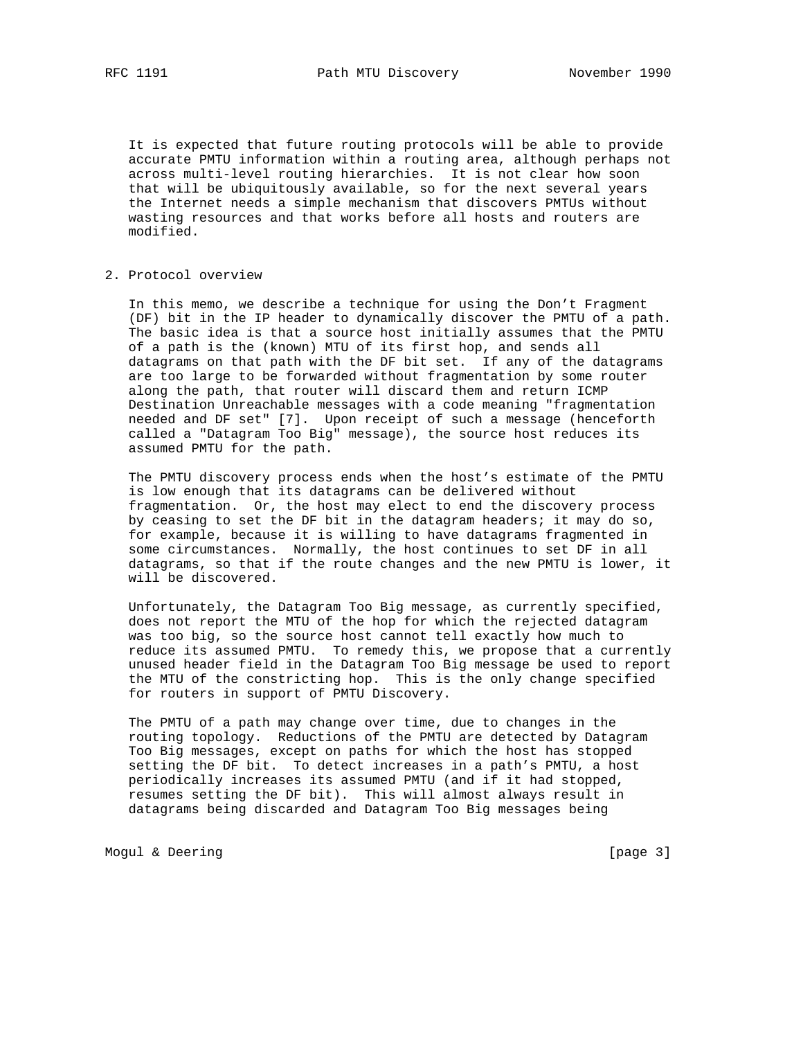It is expected that future routing protocols will be able to provide accurate PMTU information within a routing area, although perhaps not across multi-level routing hierarchies. It is not clear how soon that will be ubiquitously available, so for the next several years the Internet needs a simple mechanism that discovers PMTUs without wasting resources and that works before all hosts and routers are modified.

## 2. Protocol overview

In this memo, we describe a technique for using the Don't Fragment (DF) bit in the IP header to dynamically discover the PMTU of a path. The basic idea is that a source host initially assumes that the PMTU of a path is the (known) MTU of its first hop, and sends all datagrams on that path with the DF bit set. If any of the datagrams are too large to be forwarded without fragmentation by some router along the path, that router will discard them and return ICMP Destination Unreachable messages with a code meaning "fragmentation needed and DF set" [7]. Upon receipt of such a message (henceforth called a "Datagram Too Big" message), the source host reduces its assumed PMTU for the path.

The PMTU discovery process ends when the host's estimate of the PMTU is low enough that its datagrams can be delivered without fragmentation. Or, the host may elect to end the discovery process by ceasing to set the DF bit in the datagram headers; it may do so, for example, because it is willing to have datagrams fragmented in some circumstances. Normally, the host continues to set DF in all datagrams, so that if the route changes and the new PMTU is lower, it will be discovered.

Unfortunately, the Datagram Too Big message, as currently specified, does not report the MTU of the hop for which the rejected datagram was too big, so the source host cannot tell exactly how much to reduce its assumed PMTU. To remedy this, we propose that a currently unused header field in the Datagram Too Big message be used to report the MTU of the constricting hop. This is the only change specified for routers in support of PMTU Discovery.

The PMTU of a path may change over time, due to changes in the routing topology. Reductions of the PMTU are detected by Datagram Too Big messages, except on paths for which the host has stopped setting the DF bit. To detect increases in a path's PMTU, a host periodically increases its assumed PMTU (and if it had stopped, resumes setting the DF bit). This will almost always result in datagrams being discarded and Datagram Too Big messages being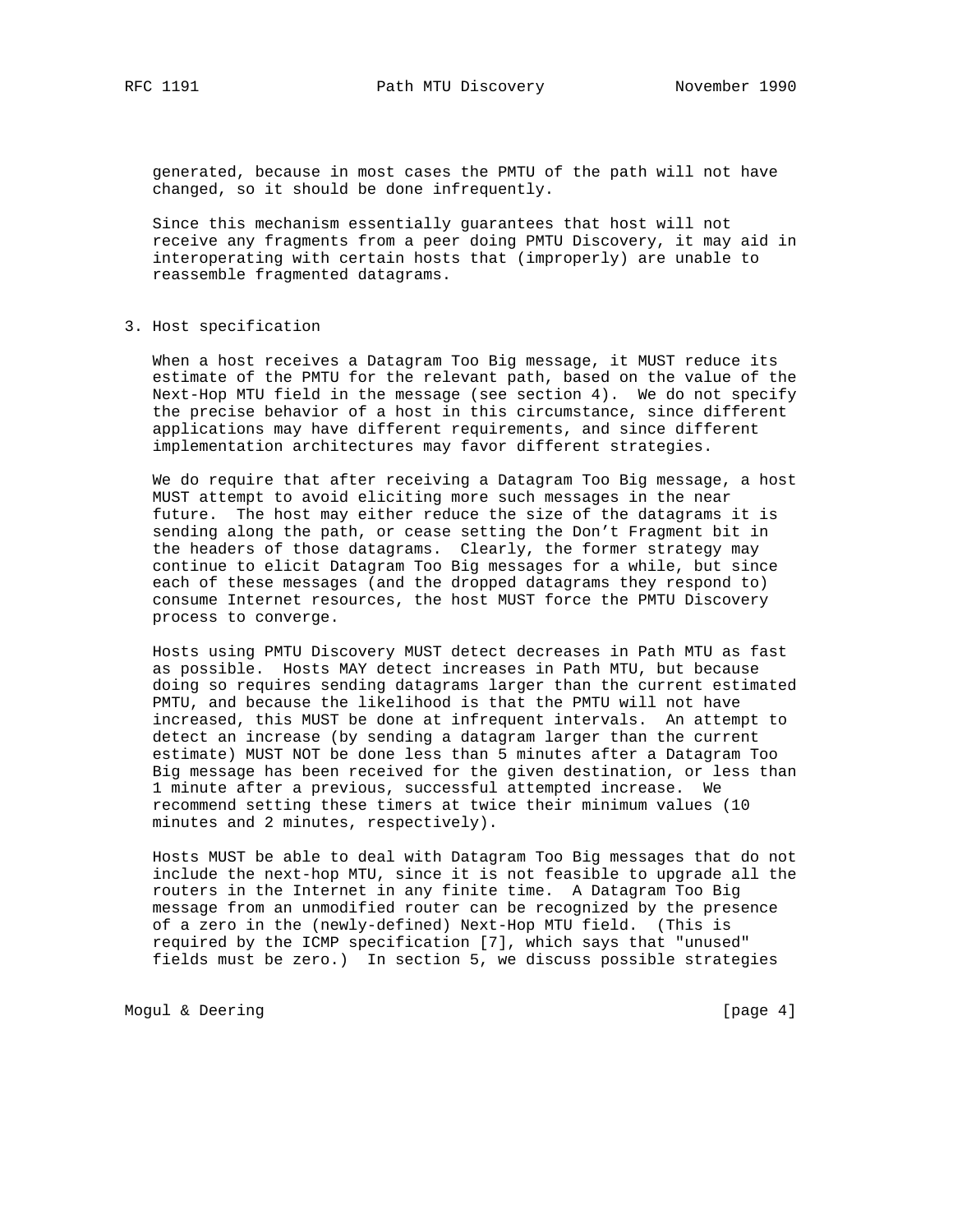generated, because in most cases the PMTU of the path will not have changed, so it should be done infrequently.

Since this mechanism essentially guarantees that host will not receive any fragments from a peer doing PMTU Discovery, it may aid in interoperating with certain hosts that (improperly) are unable to reassemble fragmented datagrams.

## 3. Host specification

When a host receives a Datagram Too Big message, it MUST reduce its estimate of the PMTU for the relevant path, based on the value of the Next-Hop MTU field in the message (see section 4). We do not specify the precise behavior of a host in this circumstance, since different applications may have different requirements, and since different implementation architectures may favor different strategies.

We do require that after receiving a Datagram Too Big message, a host MUST attempt to avoid eliciting more such messages in the near future. The host may either reduce the size of the datagrams it is sending along the path, or cease setting the Don't Fragment bit in the headers of those datagrams. Clearly, the former strategy may continue to elicit Datagram Too Big messages for a while, but since each of these messages (and the dropped datagrams they respond to) consume Internet resources, the host MUST force the PMTU Discovery process to converge.

Hosts using PMTU Discovery MUST detect decreases in Path MTU as fast as possible. Hosts MAY detect increases in Path MTU, but because doing so requires sending datagrams larger than the current estimated PMTU, and because the likelihood is that the PMTU will not have increased, this MUST be done at infrequent intervals. An attempt to detect an increase (by sending a datagram larger than the current estimate) MUST NOT be done less than 5 minutes after a Datagram Too Big message has been received for the given destination, or less than 1 minute after a previous, successful attempted increase. We recommend setting these timers at twice their minimum values (10 minutes and 2 minutes, respectively).

Hosts MUST be able to deal with Datagram Too Big messages that do not include the next-hop MTU, since it is not feasible to upgrade all the routers in the Internet in any finite time. A Datagram Too Big message from an unmodified router can be recognized by the presence of a zero in the (newly-defined) Next-Hop MTU field. (This is required by the ICMP specification [7], which says that "unused" fields must be zero.) In section 5, we discuss possible strategies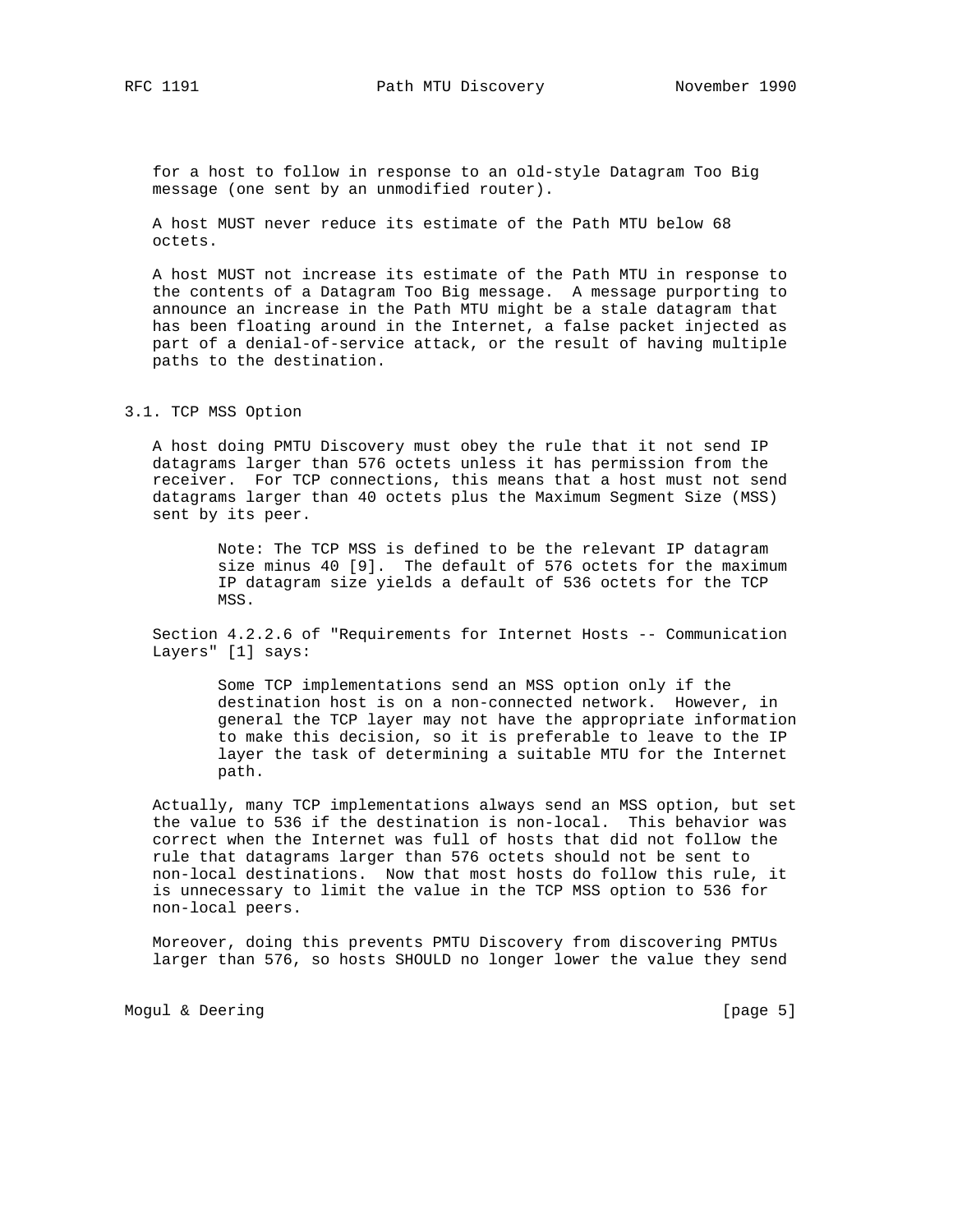for a host to follow in response to an old-style Datagram Too Big message (one sent by an unmodified router).

A host MUST never reduce its estimate of the Path MTU below 68 octets.

A host MUST not increase its estimate of the Path MTU in response to the contents of a Datagram Too Big message. A message purporting to announce an increase in the Path MTU might be a stale datagram that has been floating around in the Internet, a false packet injected as part of a denial-of-service attack, or the result of having multiple paths to the destination.

## 3.1. TCP MSS Option

A host doing PMTU Discovery must obey the rule that it not send IP datagrams larger than 576 octets unless it has permission from the receiver. For TCP connections, this means that a host must not send datagrams larger than 40 octets plus the Maximum Segment Size (MSS) sent by its peer.

> Note: The TCP MSS is defined to be the relevant IP datagram size minus 40 [9]. The default of 576 octets for the maximum IP datagram size yields a default of 536 octets for the TCP MSS.

Section 4.2.2.6 of "Requirements for Internet Hosts -- Communication Layers" [1] says:

> Some TCP implementations send an MSS option only if the destination host is on a non-connected network. However, in general the TCP layer may not have the appropriate information to make this decision, so it is preferable to leave to the IP layer the task of determining a suitable MTU for the Internet path.

Actually, many TCP implementations always send an MSS option, but set the value to 536 if the destination is non-local. This behavior was correct when the Internet was full of hosts that did not follow the rule that datagrams larger than 576 octets should not be sent to non-local destinations. Now that most hosts do follow this rule, it is unnecessary to limit the value in the TCP MSS option to 536 for non-local peers.

Moreover, doing this prevents PMTU Discovery from discovering PMTUs larger than 576, so hosts SHOULD no longer lower the value they send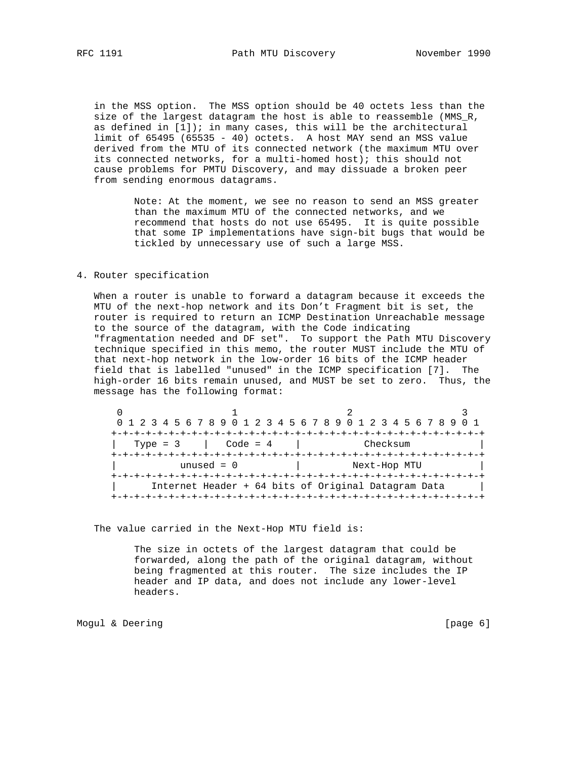in the MSS option. The MSS option should be 40 octets less than the size of the largest datagram the host is able to reassemble (MMS_R, as defined in [1]); in many cases, this will be the architectural limit of 65495 (65535 - 40) octets. A host MAY send an MSS value derived from the MTU of its connected network (the maximum MTU over its connected networks, for a multi-homed host); this should not cause problems for PMTU Discovery, and may dissuade a broken peer from sending enormous datagrams.

> Note: At the moment, we see no reason to send an MSS greater than the maximum MTU of the connected networks, and we recommend that hosts do not use 65495. It is quite possible that some IP implementations have sign-bit bugs that would be tickled by unnecessary use of such a large MSS.

## 4. Router specification

When a router is unable to forward a datagram because it exceeds the MTU of the next-hop network and its Don't Fragment bit is set, the router is required to return an ICMP Destination Unreachable message to the source of the datagram, with the Code indicating "fragmentation needed and DF set". To support the Path MTU Discovery technique specified in this memo, the router MUST include the MTU of that next-hop network in the low-order 16 bits of the ICMP header field that is labelled "unused" in the ICMP specification [7]. The high-order 16 bits remain unused, and MUST be set to zero. Thus, the message has the following format:

```
 0                   1                   2                   3
 0 1 2 3 4 5 6 7 8 9 0 1 2 3 4 5 6 7 8 9 0 1 2 3 4 5 6 7 8 9 0 1
+-+-+-+-+-+-+-+-+-+-+-+-+-+-+-+-+-+-+-+-+-+-+-+-+-+-+-+-+-+-+-+-+
|   Type = 3    |   Code = 4    |           Checksum            |
+-+-+-+-+-+-+-+-+-+-+-+-+-+-+-+-+-+-+-+-+-+-+-+-+-+-+-+-+-+-+-+-+
|           unused = 0          |         Next-Hop MTU          |
+-+-+-+-+-+-+-+-+-+-+-+-+-+-+-+-+-+-+-+-+-+-+-+-+-+-+-+-+-+-+-+-+
|      Internet Header + 64 bits of Original Datagram Data      |
+-+-+-+-+-+-+-+-+-+-+-+-+-+-+-+-+-+-+-+-+-+-+-+-+-+-+-+-+-+-+-+-+
```

The value carried in the Next-Hop MTU field is:

> The size in octets of the largest datagram that could be forwarded, along the path of the original datagram, without being fragmented at this router. The size includes the IP header and IP data, and does not include any lower-level headers.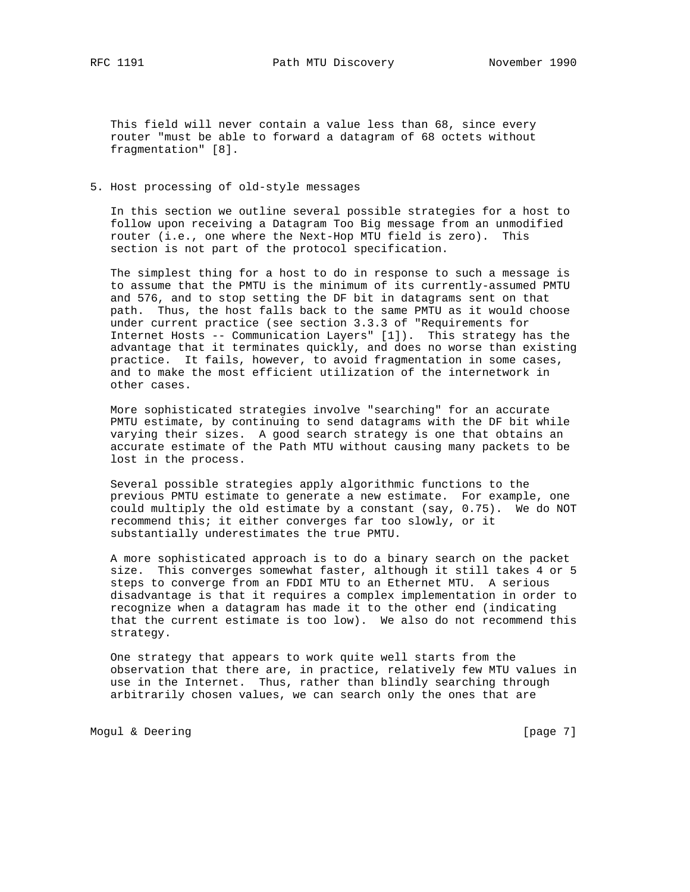This field will never contain a value less than 68, since every router "must be able to forward a datagram of 68 octets without fragmentation" [8].

## 5. Host processing of old-style messages

In this section we outline several possible strategies for a host to follow upon receiving a Datagram Too Big message from an unmodified router (i.e., one where the Next-Hop MTU field is zero). This section is not part of the protocol specification.

The simplest thing for a host to do in response to such a message is to assume that the PMTU is the minimum of its currently-assumed PMTU and 576, and to stop setting the DF bit in datagrams sent on that path. Thus, the host falls back to the same PMTU as it would choose under current practice (see section 3.3.3 of "Requirements for Internet Hosts -- Communication Layers" [1]). This strategy has the advantage that it terminates quickly, and does no worse than existing practice. It fails, however, to avoid fragmentation in some cases, and to make the most efficient utilization of the internetwork in other cases.

More sophisticated strategies involve "searching" for an accurate PMTU estimate, by continuing to send datagrams with the DF bit while varying their sizes. A good search strategy is one that obtains an accurate estimate of the Path MTU without causing many packets to be lost in the process.

Several possible strategies apply algorithmic functions to the previous PMTU estimate to generate a new estimate. For example, one could multiply the old estimate by a constant (say, 0.75). We do NOT recommend this; it either converges far too slowly, or it substantially underestimates the true PMTU.

A more sophisticated approach is to do a binary search on the packet size. This converges somewhat faster, although it still takes 4 or 5 steps to converge from an FDDI MTU to an Ethernet MTU. A serious disadvantage is that it requires a complex implementation in order to recognize when a datagram has made it to the other end (indicating that the current estimate is too low). We also do not recommend this strategy.

One strategy that appears to work quite well starts from the observation that there are, in practice, relatively few MTU values in use in the Internet. Thus, rather than blindly searching through arbitrarily chosen values, we can search only the ones that are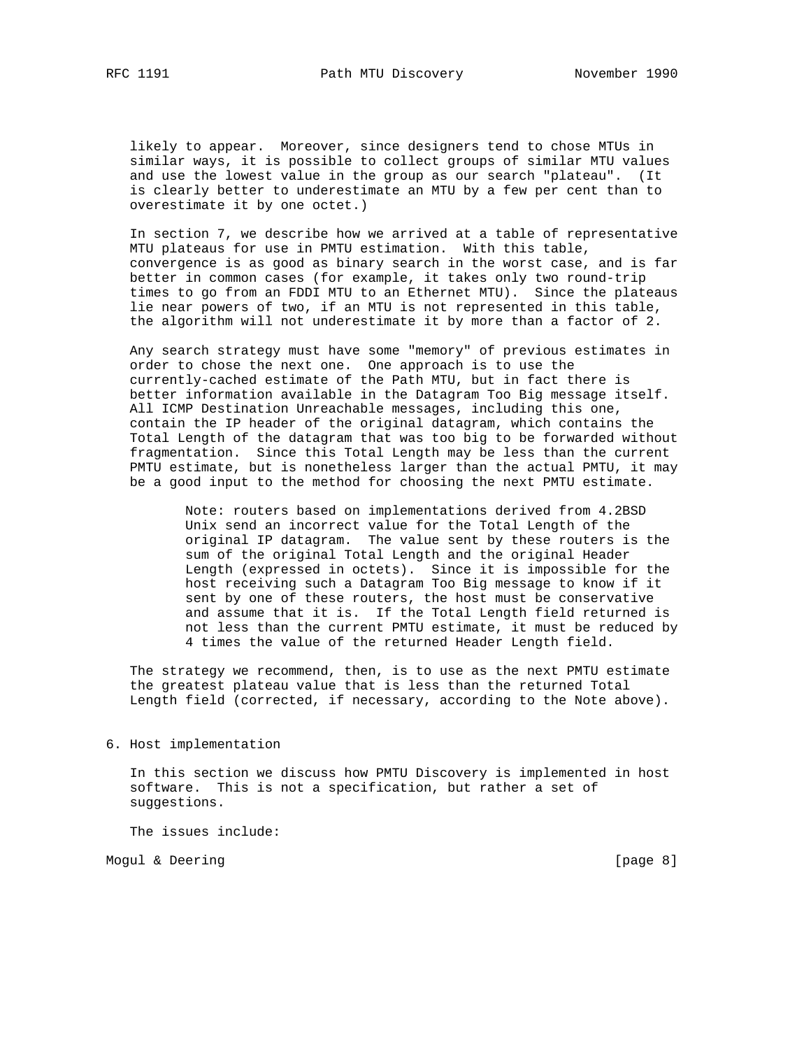likely to appear. Moreover, since designers tend to chose MTUs in similar ways, it is possible to collect groups of similar MTU values and use the lowest value in the group as our search "plateau". (It is clearly better to underestimate an MTU by a few per cent than to overestimate it by one octet.)

In section 7, we describe how we arrived at a table of representative MTU plateaus for use in PMTU estimation. With this table, convergence is as good as binary search in the worst case, and is far better in common cases (for example, it takes only two round-trip times to go from an FDDI MTU to an Ethernet MTU). Since the plateaus lie near powers of two, if an MTU is not represented in this table, the algorithm will not underestimate it by more than a factor of 2.

Any search strategy must have some "memory" of previous estimates in order to chose the next one. One approach is to use the currently-cached estimate of the Path MTU, but in fact there is better information available in the Datagram Too Big message itself. All ICMP Destination Unreachable messages, including this one, contain the IP header of the original datagram, which contains the Total Length of the datagram that was too big to be forwarded without fragmentation. Since this Total Length may be less than the current PMTU estimate, but is nonetheless larger than the actual PMTU, it may be a good input to the method for choosing the next PMTU estimate.

> Note: routers based on implementations derived from 4.2BSD Unix send an incorrect value for the Total Length of the original IP datagram. The value sent by these routers is the sum of the original Total Length and the original Header Length (expressed in octets). Since it is impossible for the host receiving such a Datagram Too Big message to know if it sent by one of these routers, the host must be conservative and assume that it is. If the Total Length field returned is not less than the current PMTU estimate, it must be reduced by 4 times the value of the returned Header Length field.

The strategy we recommend, then, is to use as the next PMTU estimate the greatest plateau value that is less than the returned Total Length field (corrected, if necessary, according to the Note above).

## 6. Host implementation

In this section we discuss how PMTU Discovery is implemented in host software. This is not a specification, but rather a set of suggestions.

The issues include: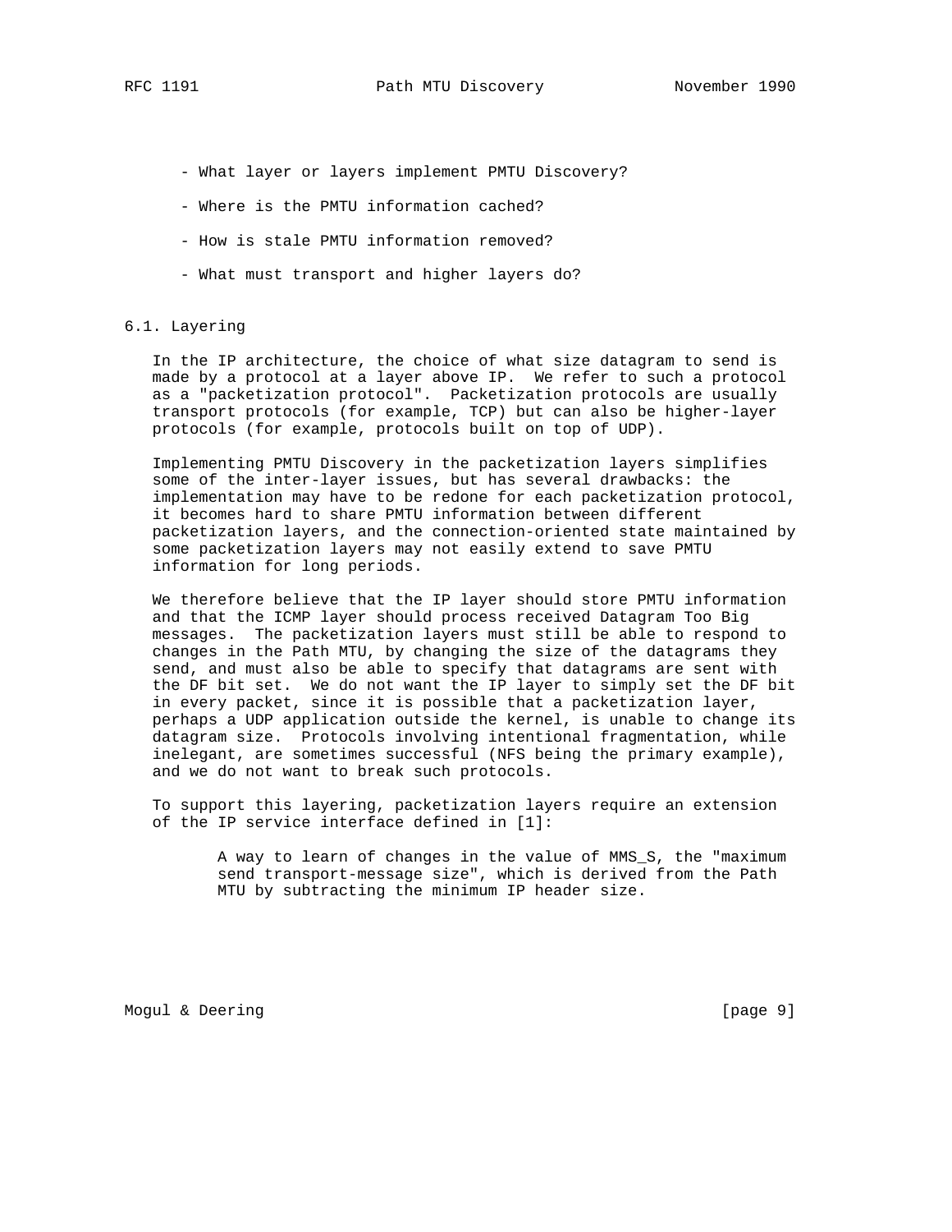- What layer or layers implement PMTU Discovery?
- Where is the PMTU information cached?
- How is stale PMTU information removed?
- What must transport and higher layers do?

## 6.1. Layering

In the IP architecture, the choice of what size datagram to send is made by a protocol at a layer above IP. We refer to such a protocol as a "packetization protocol". Packetization protocols are usually transport protocols (for example, TCP) but can also be higher-layer protocols (for example, protocols built on top of UDP).

Implementing PMTU Discovery in the packetization layers simplifies some of the inter-layer issues, but has several drawbacks: the implementation may have to be redone for each packetization protocol, it becomes hard to share PMTU information between different packetization layers, and the connection-oriented state maintained by some packetization layers may not easily extend to save PMTU information for long periods.

We therefore believe that the IP layer should store PMTU information and that the ICMP layer should process received Datagram Too Big messages. The packetization layers must still be able to respond to changes in the Path MTU, by changing the size of the datagrams they send, and must also be able to specify that datagrams are sent with the DF bit set. We do not want the IP layer to simply set the DF bit in every packet, since it is possible that a packetization layer, perhaps a UDP application outside the kernel, is unable to change its datagram size. Protocols involving intentional fragmentation, while inelegant, are sometimes successful (NFS being the primary example), and we do not want to break such protocols.

To support this layering, packetization layers require an extension of the IP service interface defined in [1]:

> A way to learn of changes in the value of MMS_S, the "maximum send transport-message size", which is derived from the Path MTU by subtracting the minimum IP header size.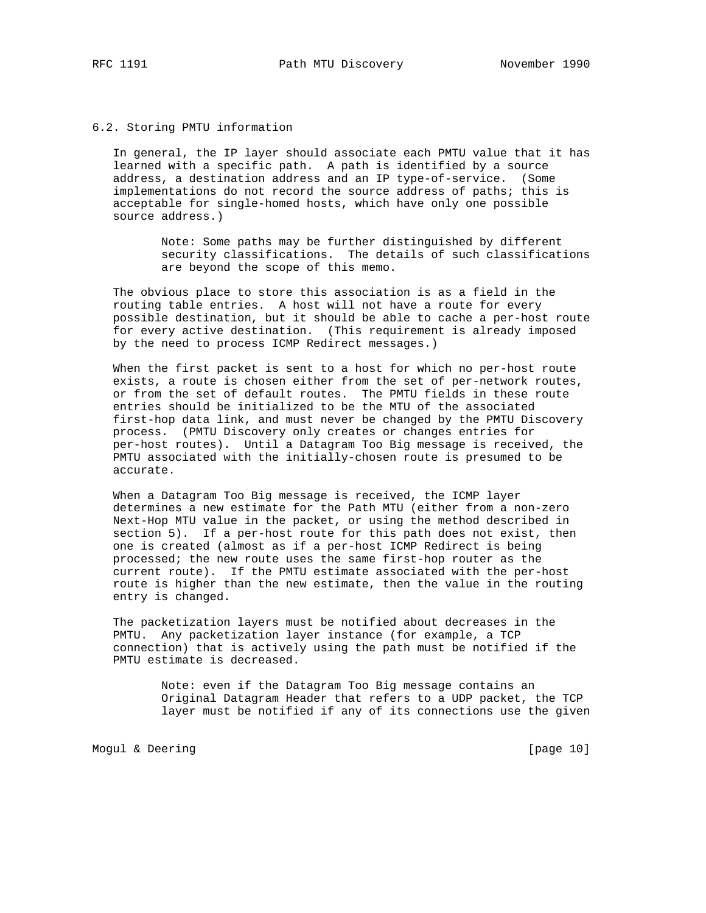### 6.2. Storing PMTU information

In general, the IP layer should associate each PMTU value that it has learned with a specific path. A path is identified by a source address, a destination address and an IP type-of-service. (Some implementations do not record the source address of paths; this is acceptable for single-homed hosts, which have only one possible source address.)

> Note: Some paths may be further distinguished by different security classifications. The details of such classifications are beyond the scope of this memo.

The obvious place to store this association is as a field in the routing table entries. A host will not have a route for every possible destination, but it should be able to cache a per-host route for every active destination. (This requirement is already imposed by the need to process ICMP Redirect messages.)

When the first packet is sent to a host for which no per-host route exists, a route is chosen either from the set of per-network routes, or from the set of default routes. The PMTU fields in these route entries should be initialized to be the MTU of the associated first-hop data link, and must never be changed by the PMTU Discovery process. (PMTU Discovery only creates or changes entries for per-host routes). Until a Datagram Too Big message is received, the PMTU associated with the initially-chosen route is presumed to be accurate.

When a Datagram Too Big message is received, the ICMP layer determines a new estimate for the Path MTU (either from a non-zero Next-Hop MTU value in the packet, or using the method described in section 5). If a per-host route for this path does not exist, then one is created (almost as if a per-host ICMP Redirect is being processed; the new route uses the same first-hop router as the current route). If the PMTU estimate associated with the per-host route is higher than the new estimate, then the value in the routing entry is changed.

The packetization layers must be notified about decreases in the PMTU. Any packetization layer instance (for example, a TCP connection) that is actively using the path must be notified if the PMTU estimate is decreased.

> Note: even if the Datagram Too Big message contains an Original Datagram Header that refers to a UDP packet, the TCP layer must be notified if any of its connections use the given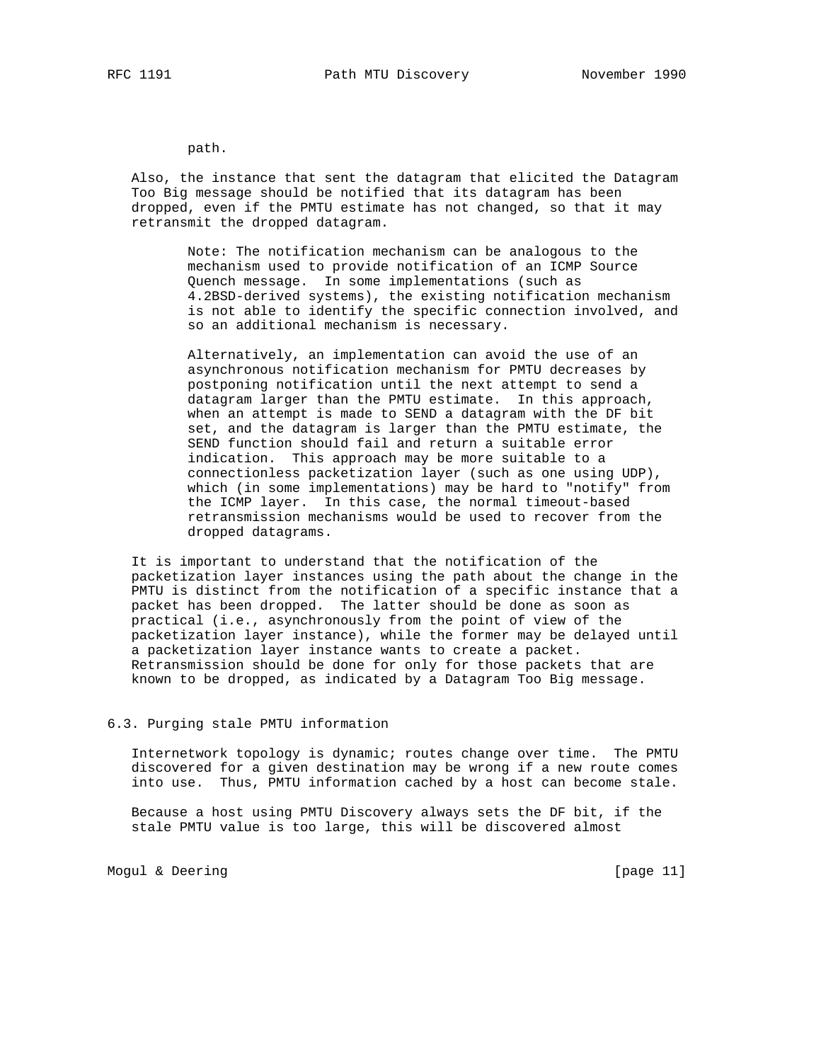path.

Also, the instance that sent the datagram that elicited the Datagram Too Big message should be notified that its datagram has been dropped, even if the PMTU estimate has not changed, so that it may retransmit the dropped datagram.

> Note: The notification mechanism can be analogous to the mechanism used to provide notification of an ICMP Source Quench message. In some implementations (such as 4.2BSD-derived systems), the existing notification mechanism is not able to identify the specific connection involved, and so an additional mechanism is necessary.
>
> Alternatively, an implementation can avoid the use of an asynchronous notification mechanism for PMTU decreases by postponing notification until the next attempt to send a datagram larger than the PMTU estimate. In this approach, when an attempt is made to SEND a datagram with the DF bit set, and the datagram is larger than the PMTU estimate, the SEND function should fail and return a suitable error indication. This approach may be more suitable to a connectionless packetization layer (such as one using UDP), which (in some implementations) may be hard to "notify" from the ICMP layer. In this case, the normal timeout-based retransmission mechanisms would be used to recover from the dropped datagrams.

It is important to understand that the notification of the packetization layer instances using the path about the change in the PMTU is distinct from the notification of a specific instance that a packet has been dropped. The latter should be done as soon as practical (i.e., asynchronously from the point of view of the packetization layer instance), while the former may be delayed until a packetization layer instance wants to create a packet. Retransmission should be done for only for those packets that are known to be dropped, as indicated by a Datagram Too Big message.

### 6.3. Purging stale PMTU information

Internetwork topology is dynamic; routes change over time. The PMTU discovered for a given destination may be wrong if a new route comes into use. Thus, PMTU information cached by a host can become stale.

Because a host using PMTU Discovery always sets the DF bit, if the stale PMTU value is too large, this will be discovered almost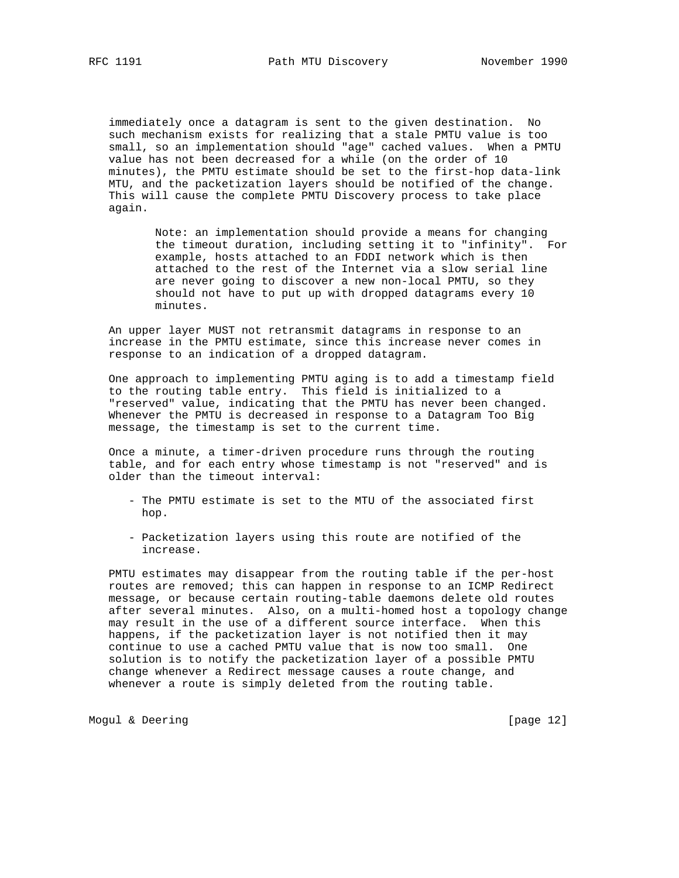immediately once a datagram is sent to the given destination. No such mechanism exists for realizing that a stale PMTU value is too small, so an implementation should "age" cached values. When a PMTU value has not been decreased for a while (on the order of 10 minutes), the PMTU estimate should be set to the first-hop data-link MTU, and the packetization layers should be notified of the change. This will cause the complete PMTU Discovery process to take place again.

> Note: an implementation should provide a means for changing the timeout duration, including setting it to "infinity". For example, hosts attached to an FDDI network which is then attached to the rest of the Internet via a slow serial line are never going to discover a new non-local PMTU, so they should not have to put up with dropped datagrams every 10 minutes.

An upper layer MUST not retransmit datagrams in response to an increase in the PMTU estimate, since this increase never comes in response to an indication of a dropped datagram.

One approach to implementing PMTU aging is to add a timestamp field to the routing table entry. This field is initialized to a "reserved" value, indicating that the PMTU has never been changed. Whenever the PMTU is decreased in response to a Datagram Too Big message, the timestamp is set to the current time.

Once a minute, a timer-driven procedure runs through the routing table, and for each entry whose timestamp is not "reserved" and is older than the timeout interval:

- The PMTU estimate is set to the MTU of the associated first hop.

- Packetization layers using this route are notified of the increase.

PMTU estimates may disappear from the routing table if the per-host routes are removed; this can happen in response to an ICMP Redirect message, or because certain routing-table daemons delete old routes after several minutes. Also, on a multi-homed host a topology change may result in the use of a different source interface. When this happens, if the packetization layer is not notified then it may continue to use a cached PMTU value that is now too small. One solution is to notify the packetization layer of a possible PMTU change whenever a Redirect message causes a route change, and whenever a route is simply deleted from the routing table.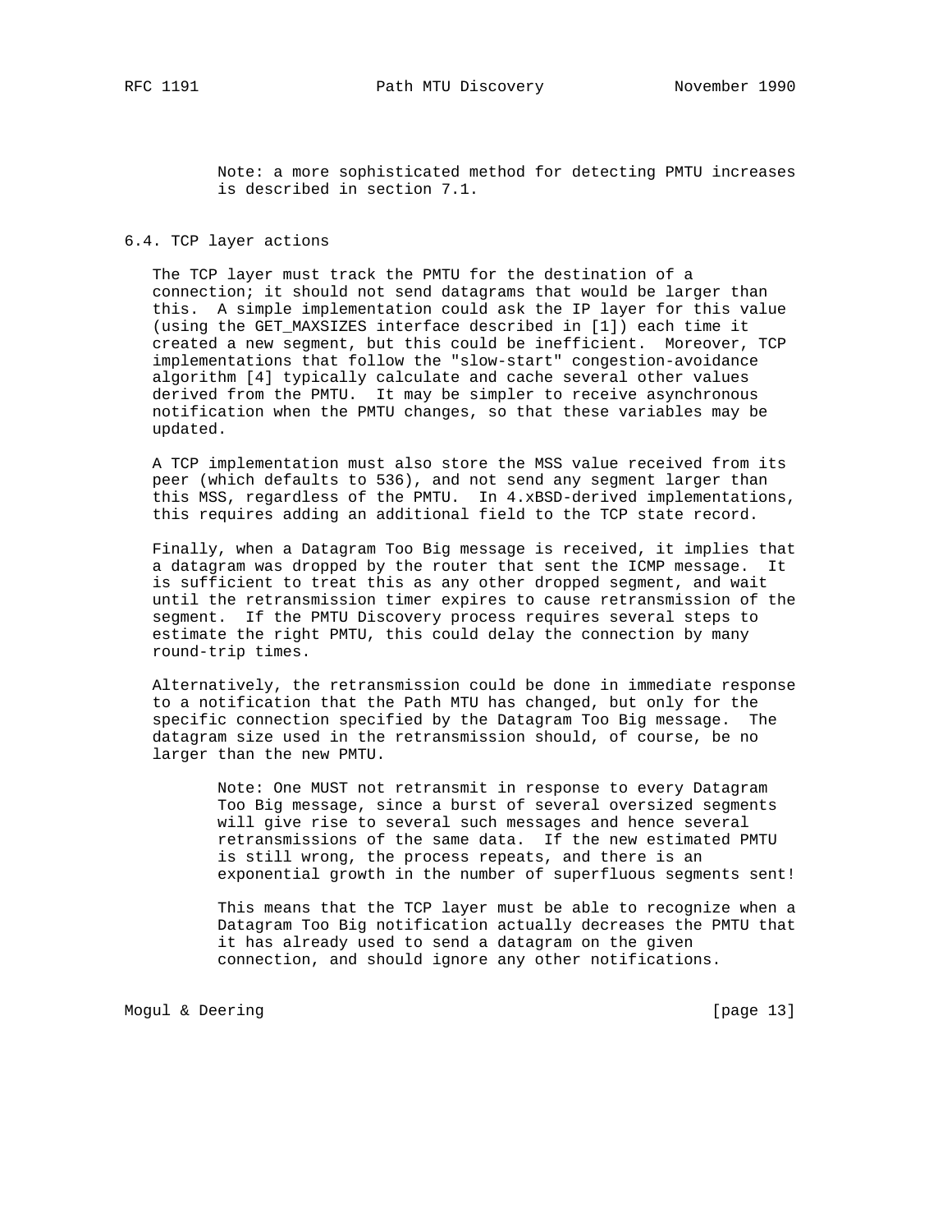Note: a more sophisticated method for detecting PMTU increases is described in section 7.1.

### 6.4. TCP layer actions

The TCP layer must track the PMTU for the destination of a connection; it should not send datagrams that would be larger than this. A simple implementation could ask the IP layer for this value (using the GET_MAXSIZES interface described in [1]) each time it created a new segment, but this could be inefficient. Moreover, TCP implementations that follow the "slow-start" congestion-avoidance algorithm [4] typically calculate and cache several other values derived from the PMTU. It may be simpler to receive asynchronous notification when the PMTU changes, so that these variables may be updated.

A TCP implementation must also store the MSS value received from its peer (which defaults to 536), and not send any segment larger than this MSS, regardless of the PMTU. In 4.xBSD-derived implementations, this requires adding an additional field to the TCP state record.

Finally, when a Datagram Too Big message is received, it implies that a datagram was dropped by the router that sent the ICMP message. It is sufficient to treat this as any other dropped segment, and wait until the retransmission timer expires to cause retransmission of the segment. If the PMTU Discovery process requires several steps to estimate the right PMTU, this could delay the connection by many round-trip times.

Alternatively, the retransmission could be done in immediate response to a notification that the Path MTU has changed, but only for the specific connection specified by the Datagram Too Big message. The datagram size used in the retransmission should, of course, be no larger than the new PMTU.

Note: One MUST not retransmit in response to every Datagram Too Big message, since a burst of several oversized segments will give rise to several such messages and hence several retransmissions of the same data. If the new estimated PMTU is still wrong, the process repeats, and there is an exponential growth in the number of superfluous segments sent!

This means that the TCP layer must be able to recognize when a Datagram Too Big notification actually decreases the PMTU that it has already used to send a datagram on the given connection, and should ignore any other notifications.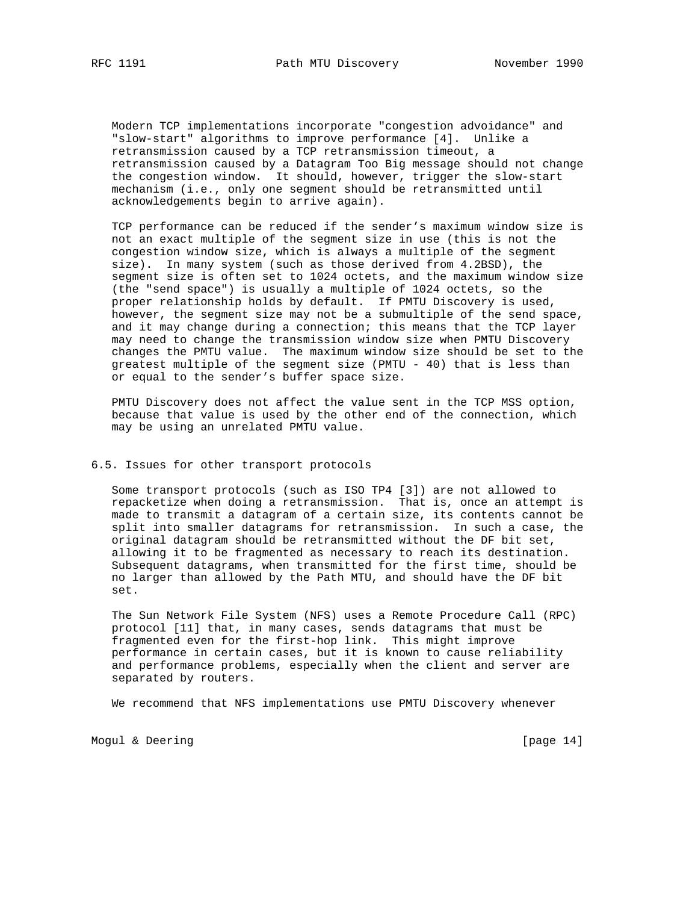Modern TCP implementations incorporate "congestion advoidance" and "slow-start" algorithms to improve performance [4]. Unlike a retransmission caused by a TCP retransmission timeout, a retransmission caused by a Datagram Too Big message should not change the congestion window. It should, however, trigger the slow-start mechanism (i.e., only one segment should be retransmitted until acknowledgements begin to arrive again).

TCP performance can be reduced if the sender's maximum window size is not an exact multiple of the segment size in use (this is not the congestion window size, which is always a multiple of the segment size). In many system (such as those derived from 4.2BSD), the segment size is often set to 1024 octets, and the maximum window size (the "send space") is usually a multiple of 1024 octets, so the proper relationship holds by default. If PMTU Discovery is used, however, the segment size may not be a submultiple of the send space, and it may change during a connection; this means that the TCP layer may need to change the transmission window size when PMTU Discovery changes the PMTU value. The maximum window size should be set to the greatest multiple of the segment size (PMTU - 40) that is less than or equal to the sender's buffer space size.

PMTU Discovery does not affect the value sent in the TCP MSS option, because that value is used by the other end of the connection, which may be using an unrelated PMTU value.

## 6.5. Issues for other transport protocols

Some transport protocols (such as ISO TP4 [3]) are not allowed to repacketize when doing a retransmission. That is, once an attempt is made to transmit a datagram of a certain size, its contents cannot be split into smaller datagrams for retransmission. In such a case, the original datagram should be retransmitted without the DF bit set, allowing it to be fragmented as necessary to reach its destination. Subsequent datagrams, when transmitted for the first time, should be no larger than allowed by the Path MTU, and should have the DF bit set.

The Sun Network File System (NFS) uses a Remote Procedure Call (RPC) protocol [11] that, in many cases, sends datagrams that must be fragmented even for the first-hop link. This might improve performance in certain cases, but it is known to cause reliability and performance problems, especially when the client and server are separated by routers.

We recommend that NFS implementations use PMTU Discovery whenever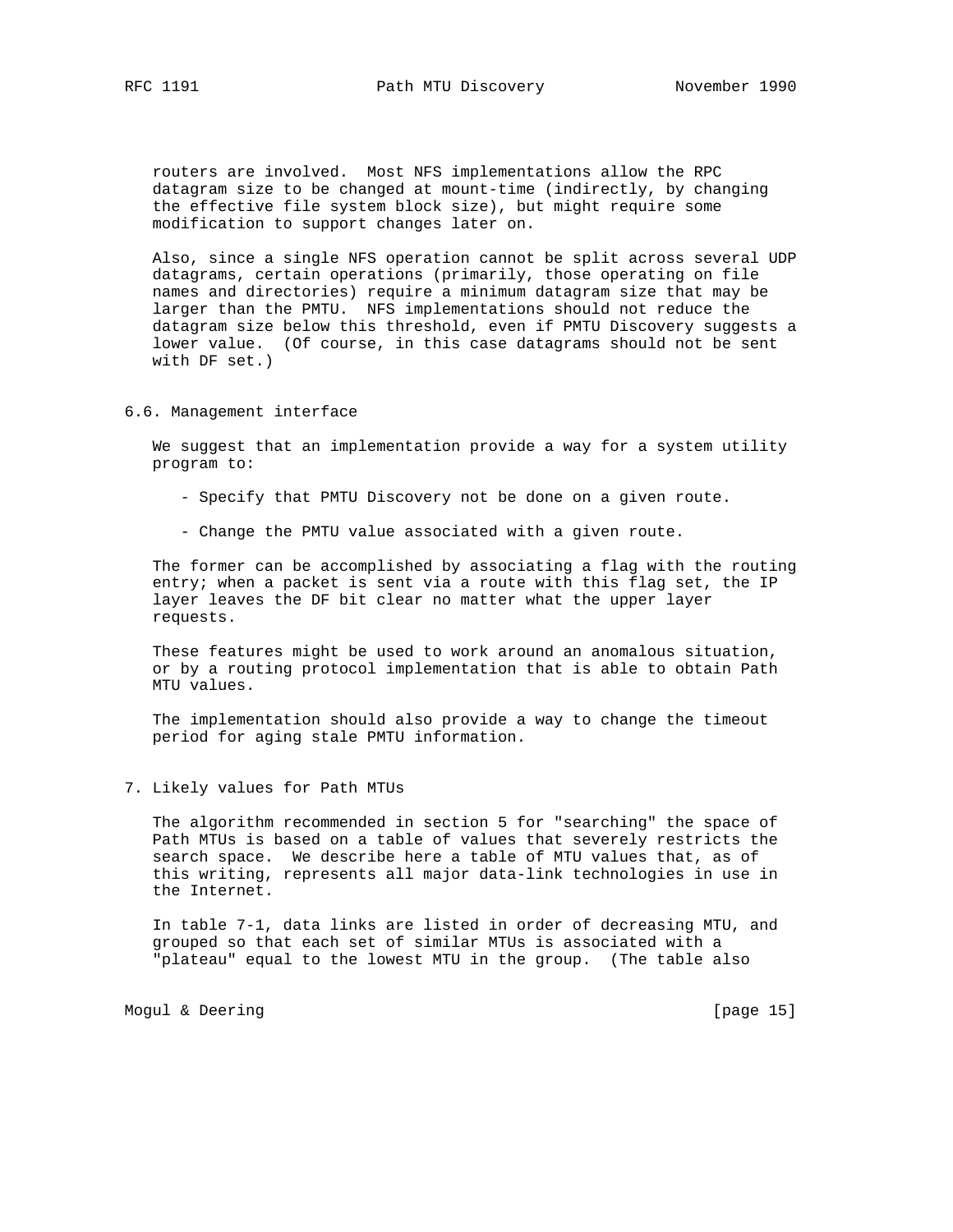routers are involved. Most NFS implementations allow the RPC datagram size to be changed at mount-time (indirectly, by changing the effective file system block size), but might require some modification to support changes later on.

Also, since a single NFS operation cannot be split across several UDP datagrams, certain operations (primarily, those operating on file names and directories) require a minimum datagram size that may be larger than the PMTU. NFS implementations should not reduce the datagram size below this threshold, even if PMTU Discovery suggests a lower value. (Of course, in this case datagrams should not be sent with DF set.)

## 6.6. Management interface

We suggest that an implementation provide a way for a system utility program to:

- Specify that PMTU Discovery not be done on a given route.
- Change the PMTU value associated with a given route.

The former can be accomplished by associating a flag with the routing entry; when a packet is sent via a route with this flag set, the IP layer leaves the DF bit clear no matter what the upper layer requests.

These features might be used to work around an anomalous situation, or by a routing protocol implementation that is able to obtain Path MTU values.

The implementation should also provide a way to change the timeout period for aging stale PMTU information.

# 7. Likely values for Path MTUs

The algorithm recommended in section 5 for "searching" the space of Path MTUs is based on a table of values that severely restricts the search space. We describe here a table of MTU values that, as of this writing, represents all major data-link technologies in use in the Internet.

In table 7-1, data links are listed in order of decreasing MTU, and grouped so that each set of similar MTUs is associated with a "plateau" equal to the lowest MTU in the group. (The table also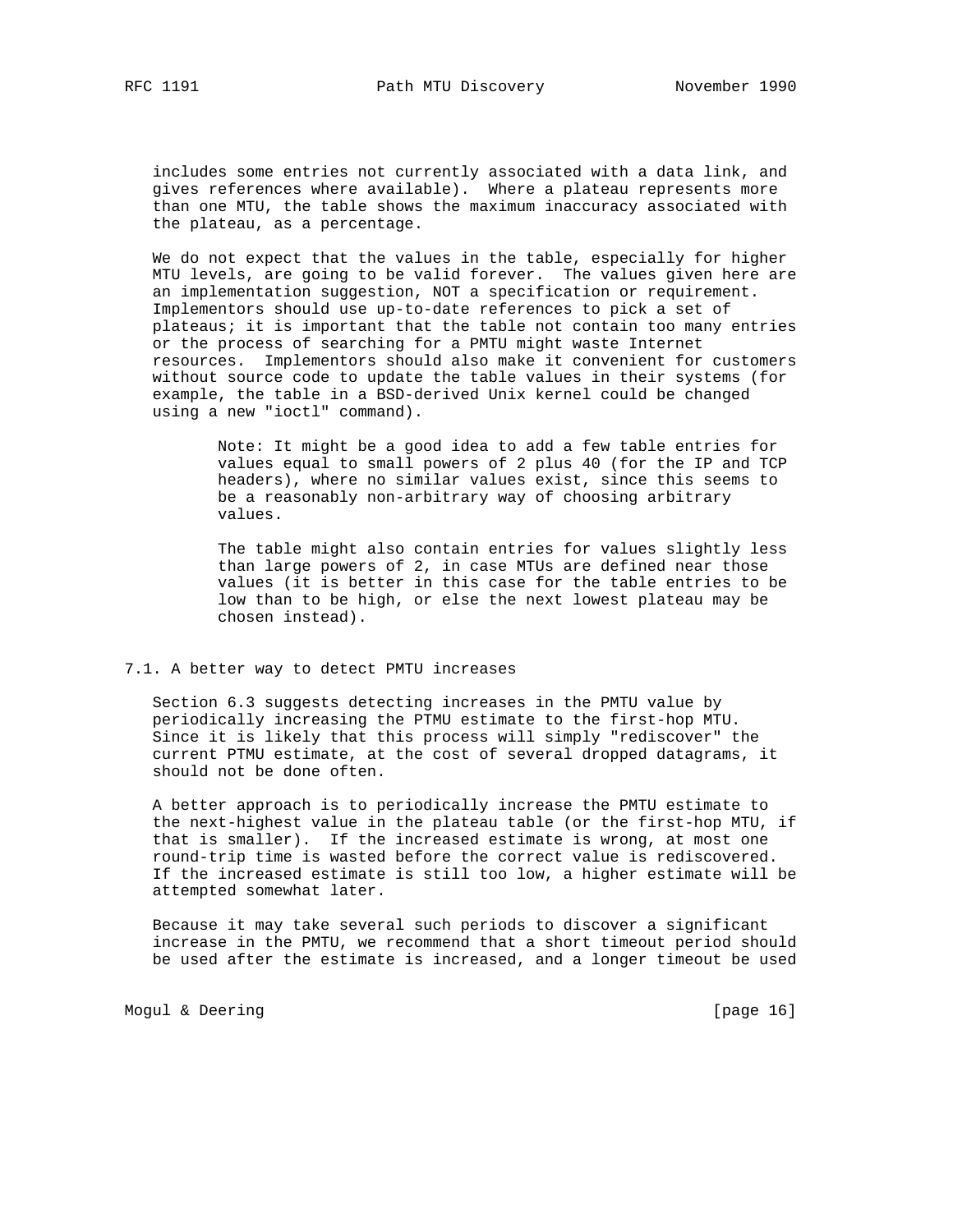includes some entries not currently associated with a data link, and gives references where available). Where a plateau represents more than one MTU, the table shows the maximum inaccuracy associated with the plateau, as a percentage.

We do not expect that the values in the table, especially for higher MTU levels, are going to be valid forever. The values given here are an implementation suggestion, NOT a specification or requirement. Implementors should use up-to-date references to pick a set of plateaus; it is important that the table not contain too many entries or the process of searching for a PMTU might waste Internet resources. Implementors should also make it convenient for customers without source code to update the table values in their systems (for example, the table in a BSD-derived Unix kernel could be changed using a new "ioctl" command).

> Note: It might be a good idea to add a few table entries for values equal to small powers of 2 plus 40 (for the IP and TCP headers), where no similar values exist, since this seems to be a reasonably non-arbitrary way of choosing arbitrary values.
>
> The table might also contain entries for values slightly less than large powers of 2, in case MTUs are defined near those values (it is better in this case for the table entries to be low than to be high, or else the next lowest plateau may be chosen instead).

## 7.1. A better way to detect PMTU increases

Section 6.3 suggests detecting increases in the PMTU value by periodically increasing the PTMU estimate to the first-hop MTU. Since it is likely that this process will simply "rediscover" the current PTMU estimate, at the cost of several dropped datagrams, it should not be done often.

A better approach is to periodically increase the PMTU estimate to the next-highest value in the plateau table (or the first-hop MTU, if that is smaller). If the increased estimate is wrong, at most one round-trip time is wasted before the correct value is rediscovered. If the increased estimate is still too low, a higher estimate will be attempted somewhat later.

Because it may take several such periods to discover a significant increase in the PMTU, we recommend that a short timeout period should be used after the estimate is increased, and a longer timeout be used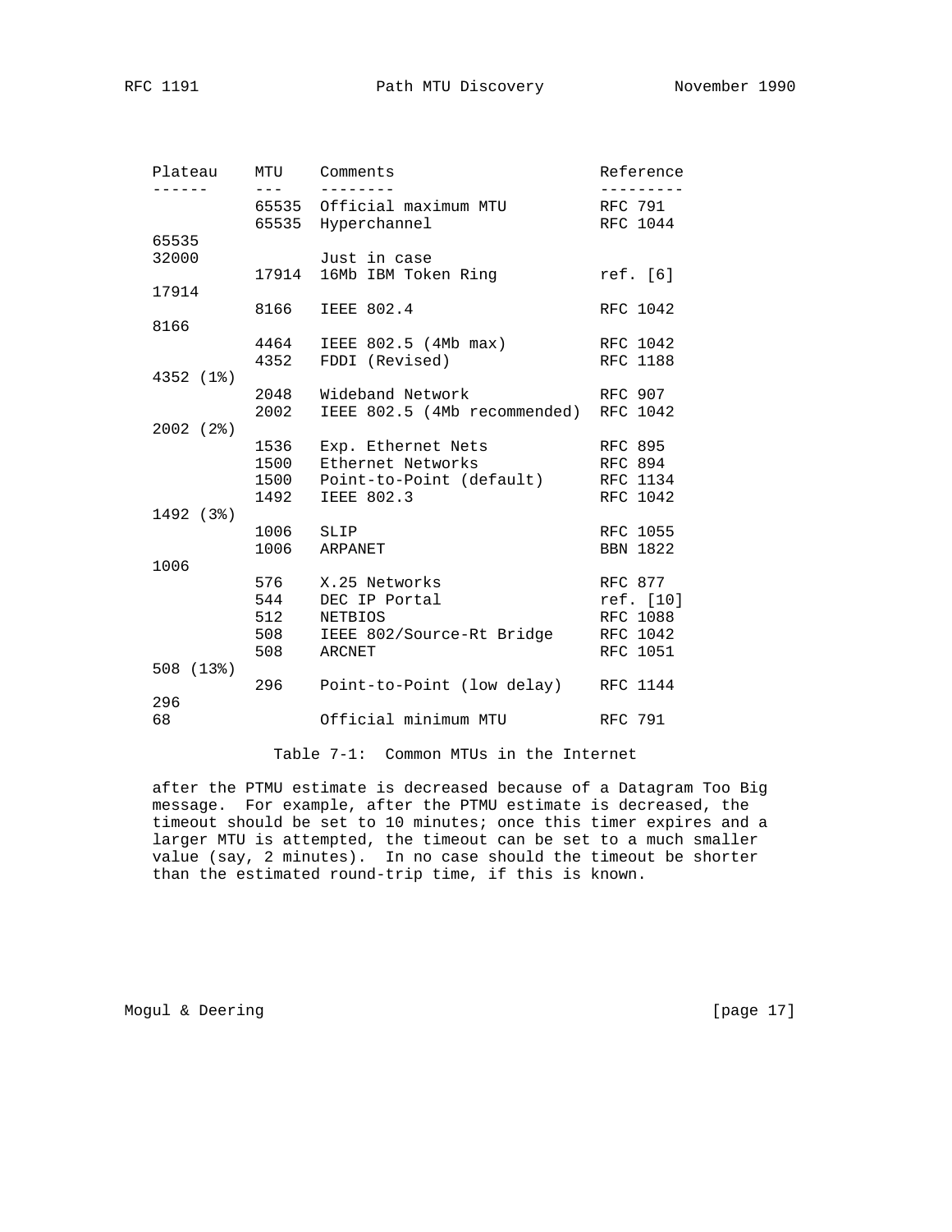| Plateau | MTU | Comments | Reference |
| --- | --- | --- | --- |
| | 65535 | Official maximum MTU | RFC 791 |
| | 65535 | Hyperchannel | RFC 1044 |
| 65535 | | | |
| 32000 | | Just in case | |
| | 17914 | 16Mb IBM Token Ring | ref. [6] |
| 17914 | | | |
| | 8166 | IEEE 802.4 | RFC 1042 |
| 8166 | | | |
| | 4464 | IEEE 802.5 (4Mb max) | RFC 1042 |
| | 4352 | FDDI (Revised) | RFC 1188 |
| 4352 (1%) | | | |
| | 2048 | Wideband Network | RFC 907 |
| | 2002 | IEEE 802.5 (4Mb recommended) | RFC 1042 |
| 2002 (2%) | | | |
| | 1536 | Exp. Ethernet Nets | RFC 895 |
| | 1500 | Ethernet Networks | RFC 894 |
| | 1500 | Point-to-Point (default) | RFC 1134 |
| | 1492 | IEEE 802.3 | RFC 1042 |
| 1492 (3%) | | | |
| | 1006 | SLIP | RFC 1055 |
| | 1006 | ARPANET | BBN 1822 |
| 1006 | | | |
| | 576 | X.25 Networks | RFC 877 |
| | 544 | DEC IP Portal | ref. [10] |
| | 512 | NETBIOS | RFC 1088 |
| | 508 | IEEE 802/Source-Rt Bridge | RFC 1042 |
| | 508 | ARCNET | RFC 1051 |
| 508 (13%) | | | |
| | 296 | Point-to-Point (low delay) | RFC 1144 |
| 296 | | | |
| 68 | | Official minimum MTU | RFC 791 |

Table 7-1: Common MTUs in the Internet

after the PTMU estimate is decreased because of a Datagram Too Big message. For example, after the PTMU estimate is decreased, the timeout should be set to 10 minutes; once this timer expires and a larger MTU is attempted, the timeout can be set to a much smaller value (say, 2 minutes). In no case should the timeout be shorter than the estimated round-trip time, if this is known.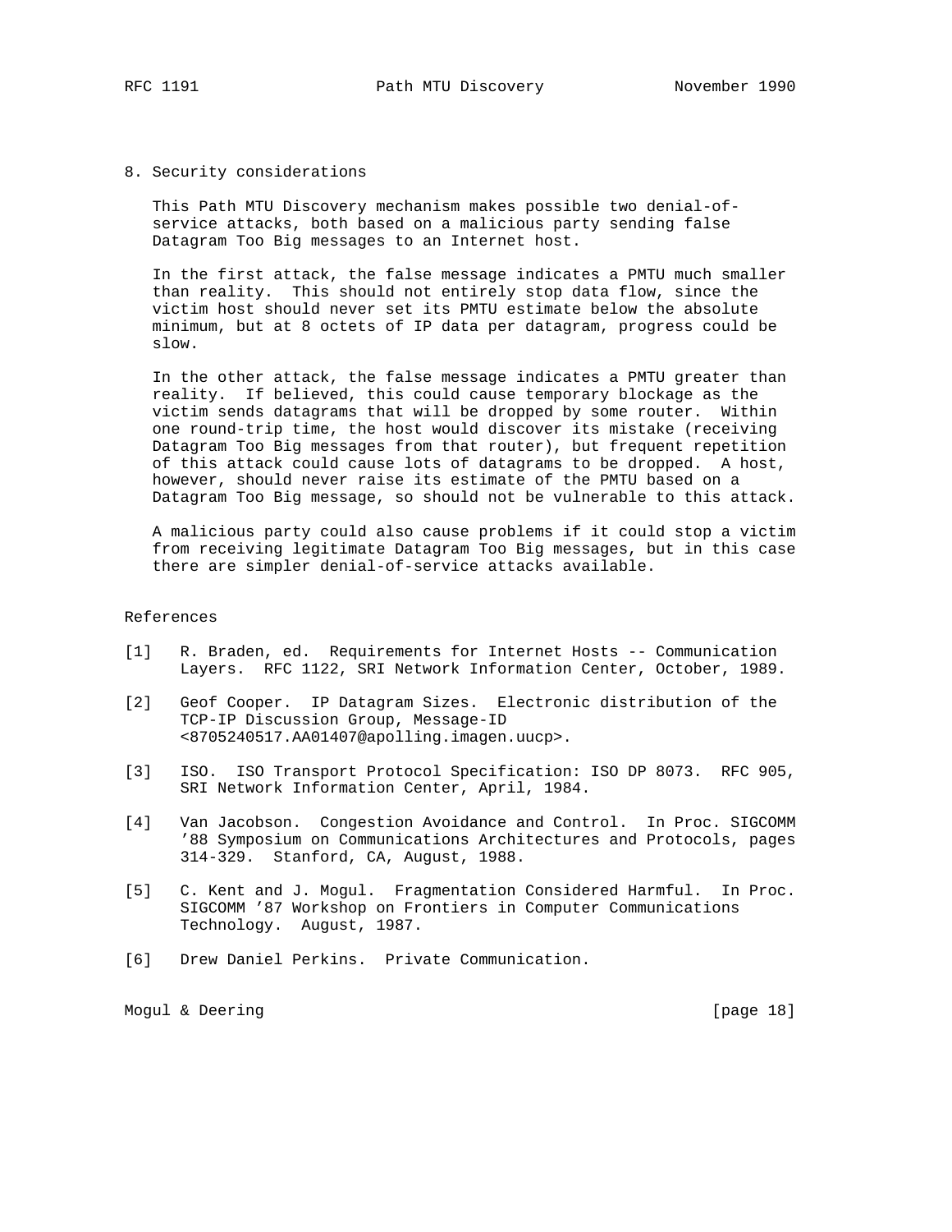## 8. Security considerations

This Path MTU Discovery mechanism makes possible two denial-of-service attacks, both based on a malicious party sending false Datagram Too Big messages to an Internet host.

In the first attack, the false message indicates a PMTU much smaller than reality. This should not entirely stop data flow, since the victim host should never set its PMTU estimate below the absolute minimum, but at 8 octets of IP data per datagram, progress could be slow.

In the other attack, the false message indicates a PMTU greater than reality. If believed, this could cause temporary blockage as the victim sends datagrams that will be dropped by some router. Within one round-trip time, the host would discover its mistake (receiving Datagram Too Big messages from that router), but frequent repetition of this attack could cause lots of datagrams to be dropped. A host, however, should never raise its estimate of the PMTU based on a Datagram Too Big message, so should not be vulnerable to this attack.

A malicious party could also cause problems if it could stop a victim from receiving legitimate Datagram Too Big messages, but in this case there are simpler denial-of-service attacks available.

## References

[1] R. Braden, ed. Requirements for Internet Hosts -- Communication Layers. RFC 1122, SRI Network Information Center, October, 1989.

[2] Geof Cooper. IP Datagram Sizes. Electronic distribution of the TCP-IP Discussion Group, Message-ID <8705240517.AA01407@apolling.imagen.uucp>.

[3] ISO. ISO Transport Protocol Specification: ISO DP 8073. RFC 905, SRI Network Information Center, April, 1984.

[4] Van Jacobson. Congestion Avoidance and Control. In Proc. SIGCOMM '88 Symposium on Communications Architectures and Protocols, pages 314-329. Stanford, CA, August, 1988.

[5] C. Kent and J. Mogul. Fragmentation Considered Harmful. In Proc. SIGCOMM '87 Workshop on Frontiers in Computer Communications Technology. August, 1987.

[6] Drew Daniel Perkins. Private Communication.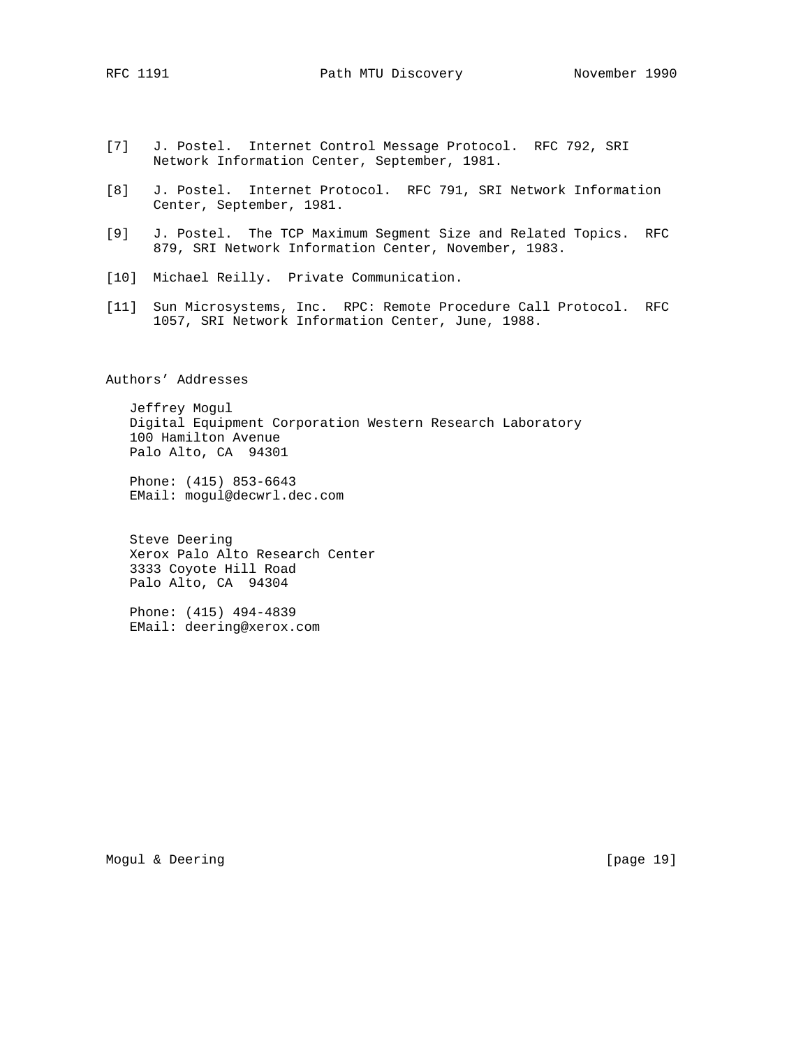[7] J. Postel. Internet Control Message Protocol. RFC 792, SRI Network Information Center, September, 1981.

[8] J. Postel. Internet Protocol. RFC 791, SRI Network Information Center, September, 1981.

[9] J. Postel. The TCP Maximum Segment Size and Related Topics. RFC 879, SRI Network Information Center, November, 1983.

[10] Michael Reilly. Private Communication.

[11] Sun Microsystems, Inc. RPC: Remote Procedure Call Protocol. RFC 1057, SRI Network Information Center, June, 1988.

## Authors' Addresses

Jeffrey Mogul
Digital Equipment Corporation Western Research Laboratory
100 Hamilton Avenue
Palo Alto, CA 94301

Phone: (415) 853-6643
EMail: mogul@decwrl.dec.com

Steve Deering
Xerox Palo Alto Research Center
3333 Coyote Hill Road
Palo Alto, CA 94304

Phone: (415) 494-4839
EMail: deering@xerox.com